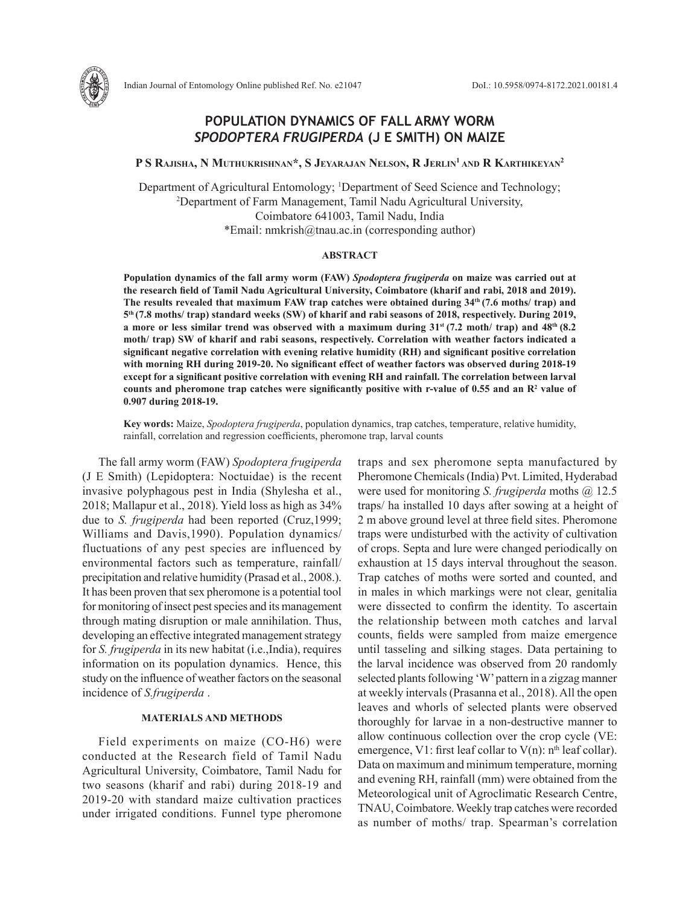# POPULATION DYNAMICS OF FALL ARMY WORM *SPODOPTERA FRUGIPERDA* (J E SMITH) ON MAIZE

**P S Rajisha, N Muthukrishnan\*, S Jeyarajan Nelson, R Jerlin[1] and R Karthikeyan[2]**

Department of Agricultural Entomology; [1]Department of Seed Science and Technology; [2]Department of Farm Management, Tamil Nadu Agricultural University, Coimbatore 641003, Tamil Nadu, India
\*Email: nmkrish@tnau.ac.in (corresponding author)

## ABSTRACT

**Population dynamics of the fall army worm (FAW) *Spodoptera frugiperda* on maize was carried out at the research field of Tamil Nadu Agricultural University, Coimbatore (kharif and rabi, 2018 and 2019). The results revealed that maximum FAW trap catches were obtained during 34th (7.6 moths/ trap) and 5th (7.8 moths/ trap) standard weeks (SW) of kharif and rabi seasons of 2018, respectively. During 2019, a more or less similar trend was observed with a maximum during 31st (7.2 moth/ trap) and 48th (8.2 moth/ trap) SW of kharif and rabi seasons, respectively. Correlation with weather factors indicated a significant negative correlation with evening relative humidity (RH) and significant positive correlation with morning RH during 2019-20. No significant effect of weather factors was observed during 2018-19 except for a significant positive correlation with evening RH and rainfall. The correlation between larval counts and pheromone trap catches were significantly positive with r-value of 0.55 and an $R^2$ value of 0.907 during 2018-19.**

**Key words:** Maize, *Spodoptera frugiperda*, population dynamics, trap catches, temperature, relative humidity, rainfall, correlation and regression coefficients, pheromone trap, larval counts

The fall army worm (FAW) *Spodoptera frugiperda* (J E Smith) (Lepidoptera: Noctuidae) is the recent invasive polyphagous pest in India (Shylesha et al., 2018; Mallapur et al., 2018). Yield loss as high as 34% due to *S. frugiperda* had been reported (Cruz,1999; Williams and Davis,1990). Population dynamics/ fluctuations of any pest species are influenced by environmental factors such as temperature, rainfall/ precipitation and relative humidity (Prasad et al., 2008.). It has been proven that sex pheromone is a potential tool for monitoring of insect pest species and its management through mating disruption or male annihilation. Thus, developing an effective integrated management strategy for *S. frugiperda* in its new habitat (i.e.,India), requires information on its population dynamics. Hence, this study on the influence of weather factors on the seasonal incidence of *S.frugiperda* .

## MATERIALS AND METHODS

Field experiments on maize (CO-H6) were conducted at the Research field of Tamil Nadu Agricultural University, Coimbatore, Tamil Nadu for two seasons (kharif and rabi) during 2018-19 and 2019-20 with standard maize cultivation practices under irrigated conditions. Funnel type pheromone traps and sex pheromone septa manufactured by Pheromone Chemicals (India) Pvt. Limited, Hyderabad were used for monitoring *S. frugiperda* moths @ 12.5 traps/ ha installed 10 days after sowing at a height of 2 m above ground level at three field sites. Pheromone traps were undisturbed with the activity of cultivation of crops. Septa and lure were changed periodically on exhaustion at 15 days interval throughout the season. Trap catches of moths were sorted and counted, and in males in which markings were not clear, genitalia were dissected to confirm the identity. To ascertain the relationship between moth catches and larval counts, fields were sampled from maize emergence until tasseling and silking stages. Data pertaining to the larval incidence was observed from 20 randomly selected plants following 'W' pattern in a zigzag manner at weekly intervals (Prasanna et al., 2018). All the open leaves and whorls of selected plants were observed thoroughly for larvae in a non-destructive manner to allow continuous collection over the crop cycle (VE: emergence, V1: first leaf collar to V(n): $n^{th}$ leaf collar). Data on maximum and minimum temperature, morning and evening RH, rainfall (mm) were obtained from the Meteorological unit of Agroclimatic Research Centre, TNAU, Coimbatore. Weekly trap catches were recorded as number of moths/ trap. Spearman's correlation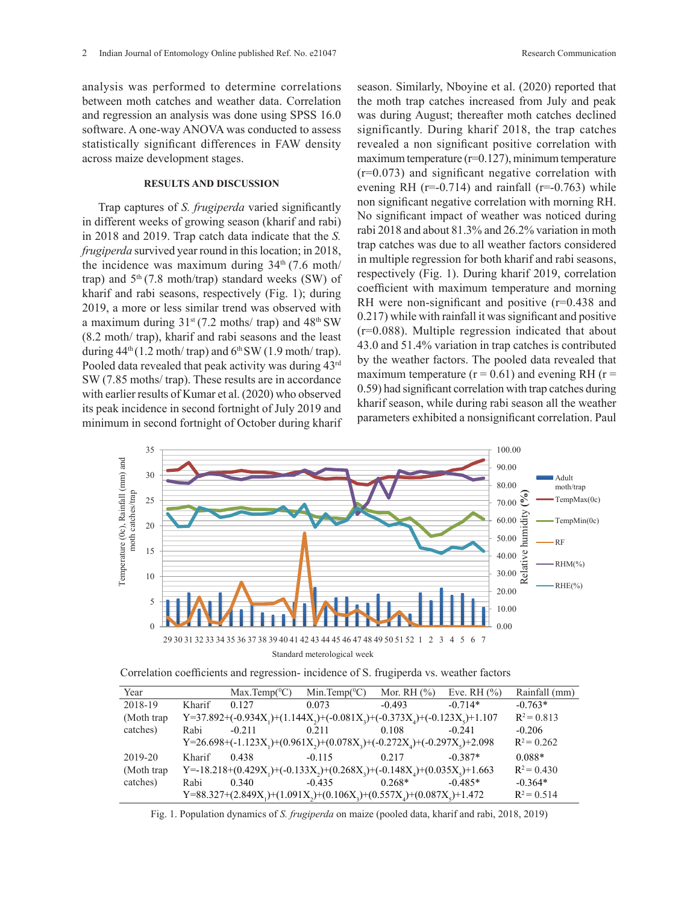analysis was performed to determine correlations between moth catches and weather data. Correlation and regression an analysis was done using SPSS 16.0 software. A one-way ANOVA was conducted to assess statistically significant differences in FAW density across maize development stages.

## RESULTS AND DISCUSSION

Trap captures of *S. frugiperda* varied significantly in different weeks of growing season (kharif and rabi) in 2018 and 2019. Trap catch data indicate that the *S. frugiperda* survived year round in this location; in 2018, the incidence was maximum during 34th (7.6 moth/ trap) and 5th (7.8 moth/trap) standard weeks (SW) of kharif and rabi seasons, respectively (Fig. 1); during 2019, a more or less similar trend was observed with a maximum during 31st (7.2 moths/ trap) and 48th SW (8.2 moth/ trap), kharif and rabi seasons and the least during 44th (1.2 moth/ trap) and 6th SW (1.9 moth/ trap). Pooled data revealed that peak activity was during 43rd SW (7.85 moths/ trap). These results are in accordance with earlier results of Kumar et al. (2020) who observed its peak incidence in second fortnight of July 2019 and minimum in second fortnight of October during kharif season. Similarly, Nboyine et al. (2020) reported that the moth trap catches increased from July and peak was during August; thereafter moth catches declined significantly. During kharif 2018, the trap catches revealed a non significant positive correlation with maximum temperature (r=0.127), minimum temperature (r=0.073) and significant negative correlation with evening RH (r=-0.714) and rainfall (r=-0.763) while non significant negative correlation with morning RH. No significant impact of weather was noticed during rabi 2018 and about 81.3% and 26.2% variation in moth trap catches was due to all weather factors considered in multiple regression for both kharif and rabi seasons, respectively (Fig. 1). During kharif 2019, correlation coefficient with maximum temperature and morning RH were non-significant and positive (r=0.438 and 0.217) while with rainfall it was significant and positive (r=0.088). Multiple regression indicated that about 43.0 and 51.4% variation in trap catches is contributed by the weather factors. The pooled data revealed that maximum temperature (r = 0.61) and evening RH (r = 0.59) had significant correlation with trap catches during kharif season, while during rabi season all the weather parameters exhibited a nonsignificant correlation. Paul

Correlation coefficients and regression- incidence of S. frugiperda vs. weather factors

| Year | | Max.Temp(⁰C) | Min.Temp(⁰C) | Mor. RH (%) | Eve. RH (%) | Rainfall (mm) |
|---|---|---|---|---|---|---|
| 2018-19 | Kharif | 0.127 | 0.073 | -0.493 | -0.714* | -0.763* |
| (Moth trap | $Y=37.892+(-0.934X_1)+(1.144X_2)+(-0.081X_3)+(-0.373X_4)+(-0.123X_5)+1.107$ | | | | | $R^2 = 0.813$ |
| catches) | Rabi | -0.211 | 0.211 | 0.108 | -0.241 | -0.206 |
| | $Y=26.698+(-1.123X_1)+(0.961X_2)+(0.078X_3)+(-0.272X_4)+(-0.297X_5)+2.098$ | | | | | $R^2 = 0.262$ |
| 2019-20 | Kharif | 0.438 | -0.115 | 0.217 | -0.387* | 0.088* |
| (Moth trap | $Y=-18.218+(0.429X_1)+(-0.133X_2)+(0.268X_3)+(-0.148X_4)+(0.035X_5)+1.663$ | | | | | $R^2 = 0.430$ |
| catches) | Rabi | 0.340 | -0.435 | 0.268* | -0.485* | -0.364* |
| | $Y=88.327+(2.849X_1)+(1.091X_2)+(0.106X_3)+(0.557X_4)+(0.087X_5)+1.472$ | | | | | $R^2 = 0.514$ |

Fig. 1. Population dynamics of *S. frugiperda* on maize (pooled data, kharif and rabi, 2018, 2019)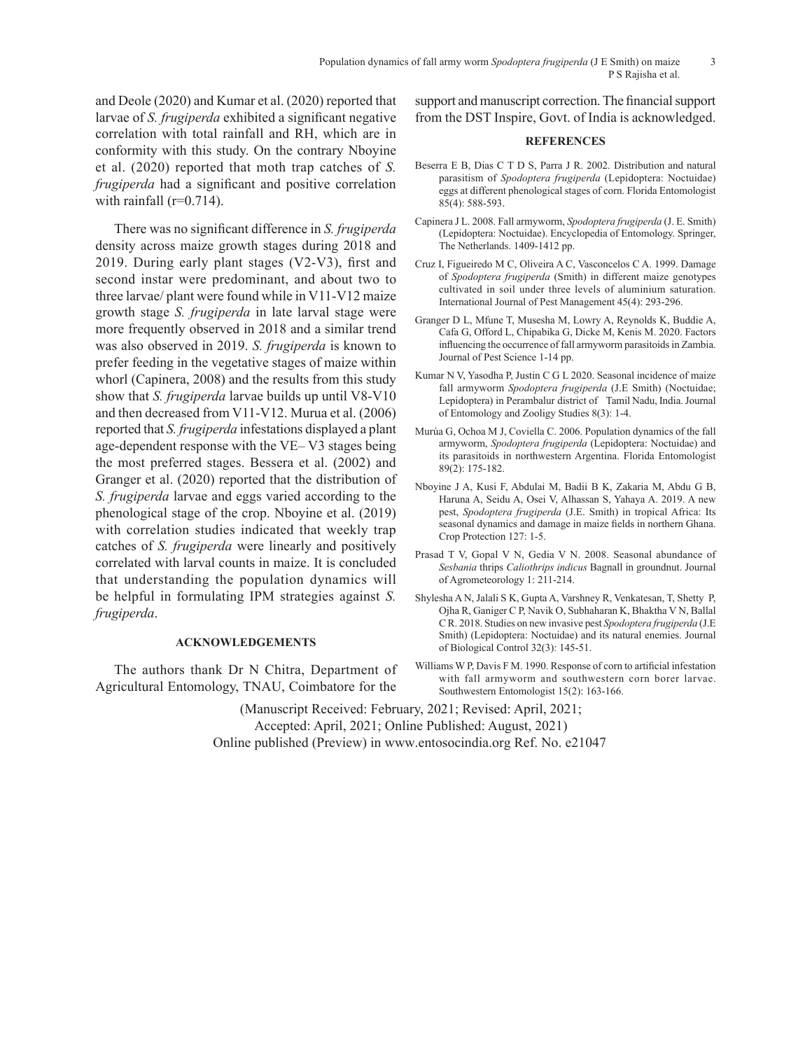and Deole (2020) and Kumar et al. (2020) reported that larvae of *S. frugiperda* exhibited a significant negative correlation with total rainfall and RH, which are in conformity with this study. On the contrary Nboyine et al. (2020) reported that moth trap catches of *S. frugiperda* had a significant and positive correlation with rainfall (r=0.714).

There was no significant difference in *S. frugiperda* density across maize growth stages during 2018 and 2019. During early plant stages (V2-V3), first and second instar were predominant, and about two to three larvae/ plant were found while in V11-V12 maize growth stage *S. frugiperda* in late larval stage were more frequently observed in 2018 and a similar trend was also observed in 2019. *S. frugiperda* is known to prefer feeding in the vegetative stages of maize within whorl (Capinera, 2008) and the results from this study show that *S. frugiperda* larvae builds up until V8-V10 and then decreased from V11-V12. Murua et al. (2006) reported that *S. frugiperda* infestations displayed a plant age-dependent response with the VE– V3 stages being the most preferred stages. Bessera et al. (2002) and Granger et al. (2020) reported that the distribution of *S. frugiperda* larvae and eggs varied according to the phenological stage of the crop. Nboyine et al. (2019) with correlation studies indicated that weekly trap catches of *S. frugiperda* were linearly and positively correlated with larval counts in maize. It is concluded that understanding the population dynamics will be helpful in formulating IPM strategies against *S. frugiperda*.

## ACKNOWLEDGEMENTS

The authors thank Dr N Chitra, Department of Agricultural Entomology, TNAU, Coimbatore for the support and manuscript correction. The financial support from the DST Inspire, Govt. of India is acknowledged.

## REFERENCES

Beserra E B, Dias C T D S, Parra J R. 2002. Distribution and natural parasitism of *Spodoptera frugiperda* (Lepidoptera: Noctuidae) eggs at different phenological stages of corn. Florida Entomologist 85(4): 588-593.

Capinera J L. 2008. Fall armyworm, *Spodoptera frugiperda* (J. E. Smith) (Lepidoptera: Noctuidae). Encyclopedia of Entomology. Springer, The Netherlands. 1409-1412 pp.

Cruz I, Figueiredo M C, Oliveira A C, Vasconcelos C A. 1999. Damage of *Spodoptera frugiperda* (Smith) in different maize genotypes cultivated in soil under three levels of aluminium saturation. International Journal of Pest Management 45(4): 293-296.

Granger D L, Mfune T, Musesha M, Lowry A, Reynolds K, Buddie A, Cafa G, Offord L, Chipabika G, Dicke M, Kenis M. 2020. Factors influencing the occurrence of fall armyworm parasitoids in Zambia. Journal of Pest Science 1-14 pp.

Kumar N V, Yasodha P, Justin C G L 2020. Seasonal incidence of maize fall armyworm *Spodoptera frugiperda* (J.E Smith) (Noctuidae; Lepidoptera) in Perambalur district of Tamil Nadu, India. Journal of Entomology and Zooligy Studies 8(3): 1-4.

Murúa G, Ochoa M J, Coviella C. 2006. Population dynamics of the fall armyworm, *Spodoptera frugiperda* (Lepidoptera: Noctuidae) and its parasitoids in northwestern Argentina. Florida Entomologist 89(2): 175-182.

Nboyine J A, Kusi F, Abdulai M, Badii B K, Zakaria M, Abdu G B, Haruna A, Seidu A, Osei V, Alhassan S, Yahaya A. 2019. A new pest, *Spodoptera frugiperda* (J.E. Smith) in tropical Africa: Its seasonal dynamics and damage in maize fields in northern Ghana. Crop Protection 127: 1-5.

Prasad T V, Gopal V N, Gedia V N. 2008. Seasonal abundance of *Sesbania* thrips *Caliothrips indicus* Bagnall in groundnut. Journal of Agrometeorology 1: 211-214.

Shylesha A N, Jalali S K, Gupta A, Varshney R, Venkatesan, T, Shetty P, Ojha R, Ganiger C P, Navik O, Subhaharan K, Bhaktha V N, Ballal C R. 2018. Studies on new invasive pest *Spodoptera frugiperda* (J.E Smith) (Lepidoptera: Noctuidae) and its natural enemies. Journal of Biological Control 32(3): 145-51.

Williams W P, Davis F M. 1990. Response of corn to artificial infestation with fall armyworm and southwestern corn borer larvae. Southwestern Entomologist 15(2): 163-166.

(Manuscript Received: February, 2021; Revised: April, 2021;
Accepted: April, 2021; Online Published: August, 2021)
Online published (Preview) in www.entosocindia.org Ref. No. e21047